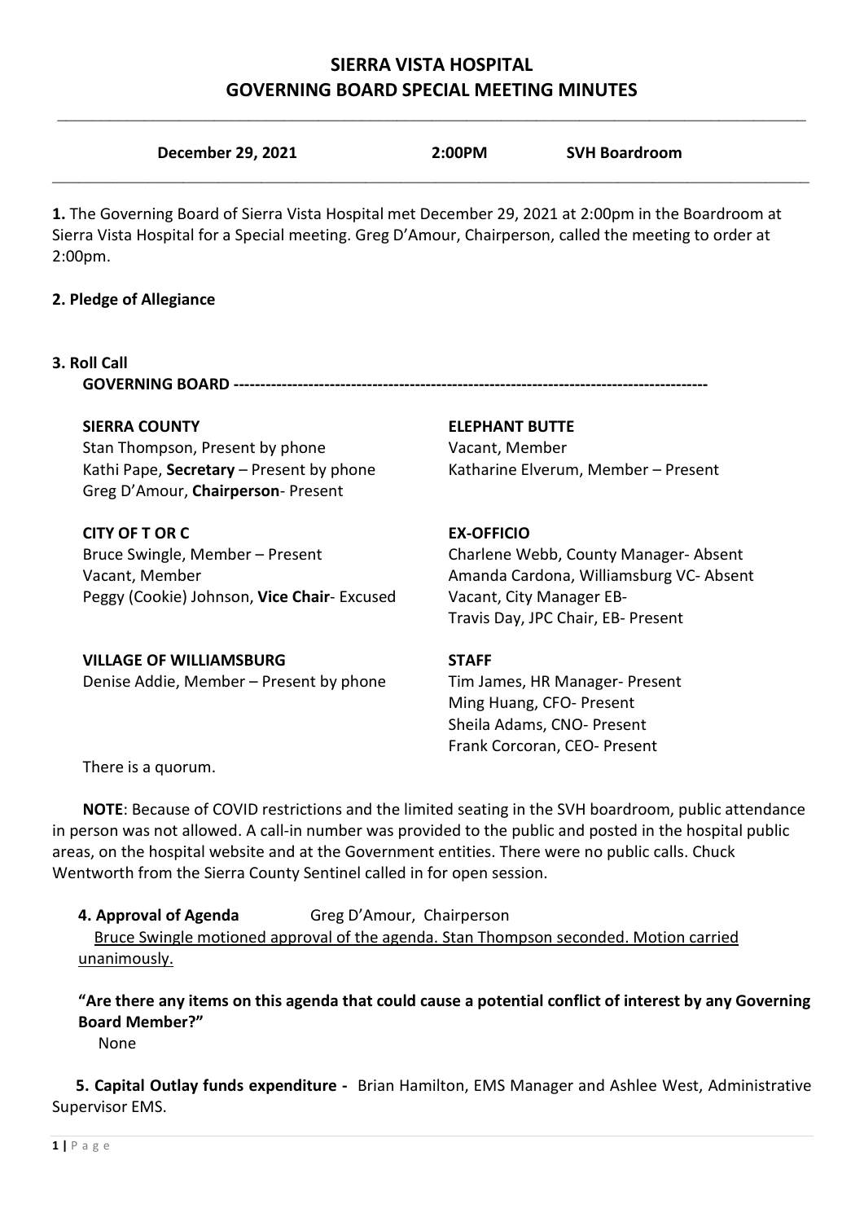# SIERRA VISTA HOSPITAL
# GOVERNING BOARD SPECIAL MEETING MINUTES

**December 29, 2021** **2:00PM** **SVH Boardroom**

**1.** The Governing Board of Sierra Vista Hospital met December 29, 2021 at 2:00pm in the Boardroom at Sierra Vista Hospital for a Special meeting. Greg D'Amour, Chairperson, called the meeting to order at 2:00pm.

**2. Pledge of Allegiance**

**3. Roll Call**

**GOVERNING BOARD ----------------------------------------------------------------------------------------**

**SIERRA COUNTY**
Stan Thompson, Present by phone
Kathi Pape, **Secretary** – Present by phone
Greg D'Amour, **Chairperson**- Present

**CITY OF T OR C**
Bruce Swingle, Member – Present
Vacant, Member
Peggy (Cookie) Johnson, **Vice Chair**- Excused

**VILLAGE OF WILLIAMSBURG**
Denise Addie, Member – Present by phone

**ELEPHANT BUTTE**
Vacant, Member
Katharine Elverum, Member – Present

**EX-OFFICIO**
Charlene Webb, County Manager- Absent
Amanda Cardona, Williamsburg VC- Absent
Vacant, City Manager EB-
Travis Day, JPC Chair, EB- Present

**STAFF**
Tim James, HR Manager- Present
Ming Huang, CFO- Present
Sheila Adams, CNO- Present
Frank Corcoran, CEO- Present

There is a quorum.

**NOTE**: Because of COVID restrictions and the limited seating in the SVH boardroom, public attendance in person was not allowed. A call-in number was provided to the public and posted in the hospital public areas, on the hospital website and at the Government entities. There were no public calls. Chuck Wentworth from the Sierra County Sentinel called in for open session.

**4. Approval of Agenda** Greg D'Amour, Chairperson

Bruce Swingle motioned approval of the agenda. Stan Thompson seconded. Motion carried unanimously.

**"Are there any items on this agenda that could cause a potential conflict of interest by any Governing Board Member?"**

None

**5. Capital Outlay funds expenditure -** Brian Hamilton, EMS Manager and Ashlee West, Administrative Supervisor EMS.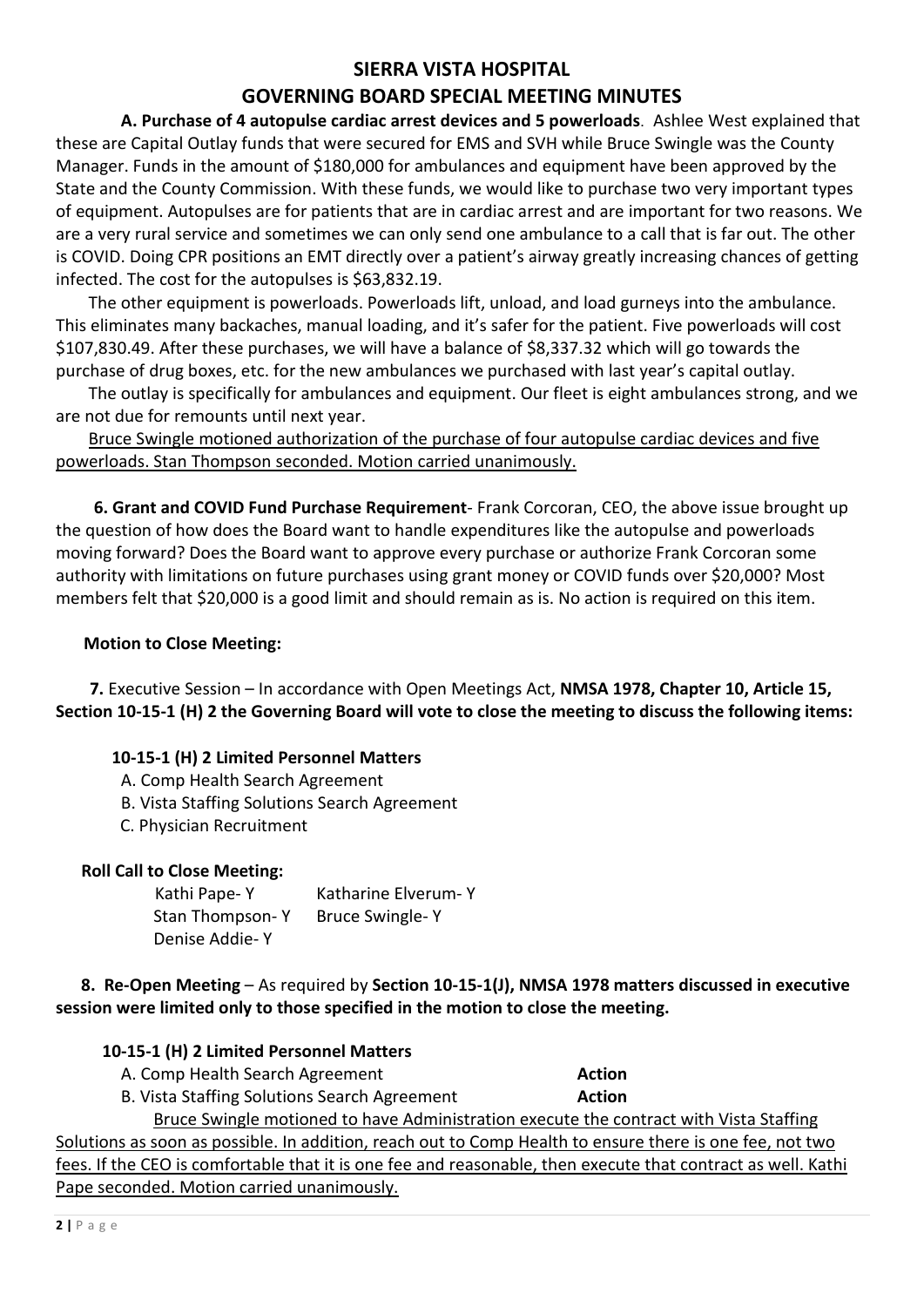# SIERRA VISTA HOSPITAL
# GOVERNING BOARD SPECIAL MEETING MINUTES

**A. Purchase of 4 autopulse cardiac arrest devices and 5 powerloads**. Ashlee West explained that these are Capital Outlay funds that were secured for EMS and SVH while Bruce Swingle was the County Manager. Funds in the amount of $180,000 for ambulances and equipment have been approved by the State and the County Commission. With these funds, we would like to purchase two very important types of equipment. Autopulses are for patients that are in cardiac arrest and are important for two reasons. We are a very rural service and sometimes we can only send one ambulance to a call that is far out. The other is COVID. Doing CPR positions an EMT directly over a patient's airway greatly increasing chances of getting infected. The cost for the autopulses is $63,832.19.

The other equipment is powerloads. Powerloads lift, unload, and load gurneys into the ambulance. This eliminates many backaches, manual loading, and it's safer for the patient. Five powerloads will cost $107,830.49. After these purchases, we will have a balance of $8,337.32 which will go towards the purchase of drug boxes, etc. for the new ambulances we purchased with last year's capital outlay.

The outlay is specifically for ambulances and equipment. Our fleet is eight ambulances strong, and we are not due for remounts until next year.

<u>Bruce Swingle motioned authorization of the purchase of four autopulse cardiac devices and five powerloads. Stan Thompson seconded. Motion carried unanimously.</u>

**6. Grant and COVID Fund Purchase Requirement**- Frank Corcoran, CEO, the above issue brought up the question of how does the Board want to handle expenditures like the autopulse and powerloads moving forward? Does the Board want to approve every purchase or authorize Frank Corcoran some authority with limitations on future purchases using grant money or COVID funds over $20,000? Most members felt that $20,000 is a good limit and should remain as is. No action is required on this item.

**Motion to Close Meeting:**

**7.** Executive Session – In accordance with Open Meetings Act, **NMSA 1978, Chapter 10, Article 15, Section 10-15-1 (H) 2 the Governing Board will vote to close the meeting to discuss the following items:**

**10-15-1 (H) 2 Limited Personnel Matters**

A. Comp Health Search Agreement
B. Vista Staffing Solutions Search Agreement
C. Physician Recruitment

**Roll Call to Close Meeting:**

| | |
|---|---|
| Kathi Pape- Y | Katharine Elverum- Y |
| Stan Thompson- Y | Bruce Swingle- Y |
| Denise Addie- Y | |

**8. Re-Open Meeting** – As required by **Section 10-15-1(J), NMSA 1978 matters discussed in executive session were limited only to those specified in the motion to close the meeting.**

**10-15-1 (H) 2 Limited Personnel Matters**

A. Comp Health Search Agreement **Action**
B. Vista Staffing Solutions Search Agreement **Action**

<u>Bruce Swingle motioned to have Administration execute the contract with Vista Staffing Solutions as soon as possible. In addition, reach out to Comp Health to ensure there is one fee, not two fees. If the CEO is comfortable that it is one fee and reasonable, then execute that contract as well. Kathi Pape seconded. Motion carried unanimously.</u>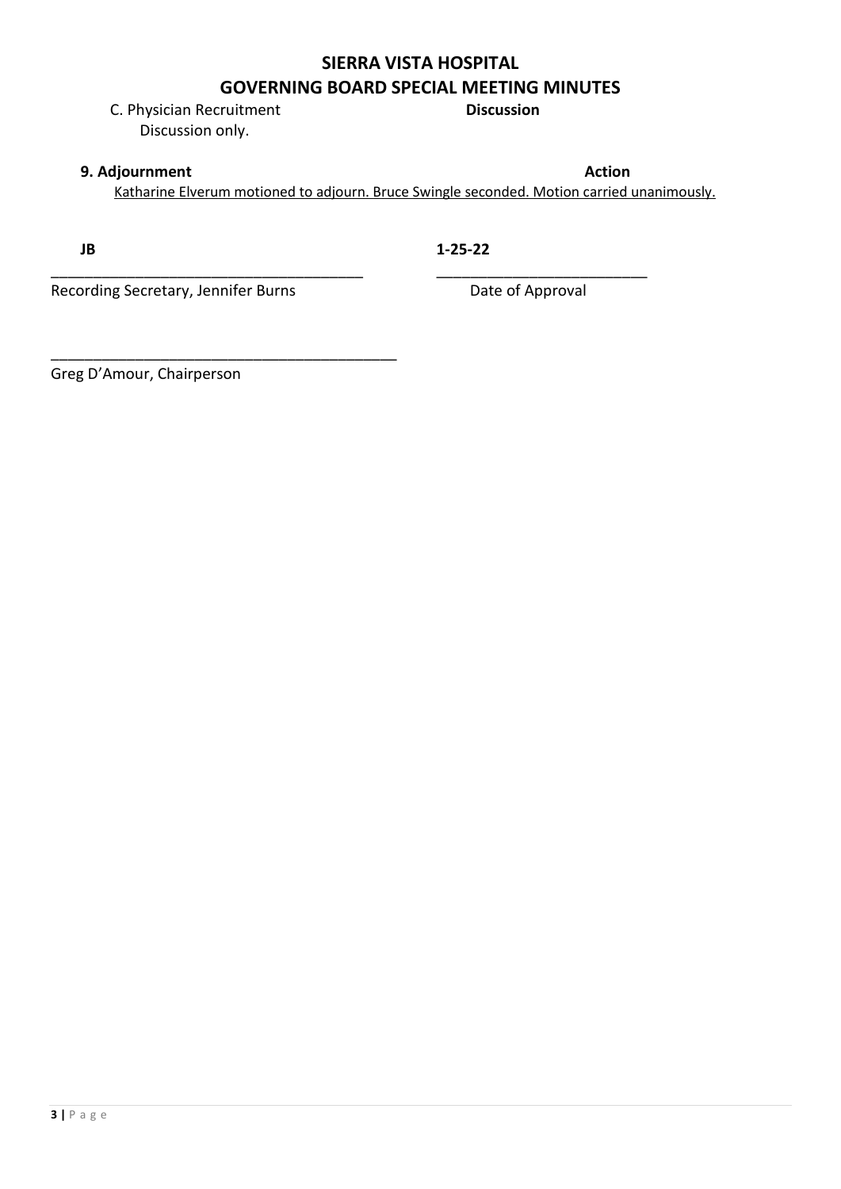# SIERRA VISTA HOSPITAL
## GOVERNING BOARD SPECIAL MEETING MINUTES

C. Physician Recruitment **Discussion**

Discussion only.

**9. Adjournment** **Action**

Katharine Elverum motioned to adjourn. Bruce Swingle seconded. Motion carried unanimously.

**JB** **1-25-22**

_____________________________________ _________________________

Recording Secretary, Jennifer Burns Date of Approval

_________________________________________

Greg D'Amour, Chairperson